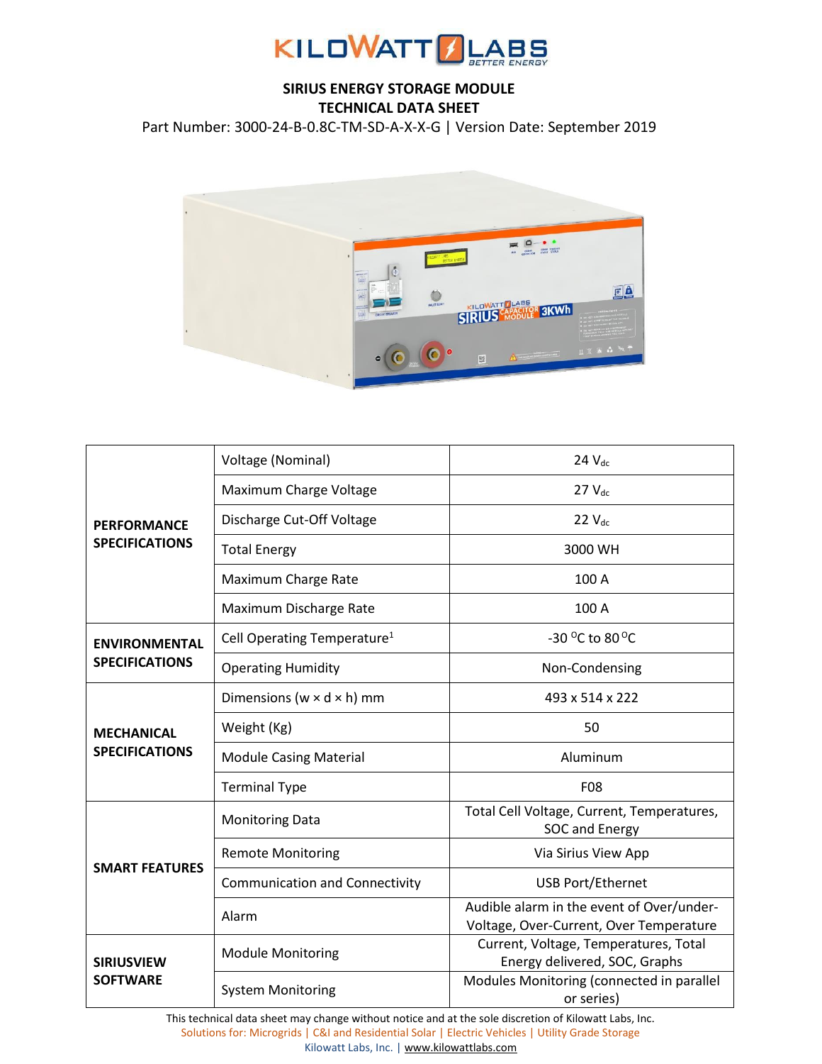# KILOWATT LABS

BETTER ENERGY

## SIRIUS ENERGY STORAGE MODULE
## TECHNICAL DATA SHEET

Part Number: 3000-24-B-0.8C-TM-SD-A-X-X-G | Version Date: September 2019

| | | |
|---|---|---|
| **PERFORMANCE SPECIFICATIONS** | Voltage (Nominal) | 24 $V_{dc}$ |
| | Maximum Charge Voltage | 27 $V_{dc}$ |
| | Discharge Cut-Off Voltage | 22 $V_{dc}$ |
| | Total Energy | 3000 WH |
| | Maximum Charge Rate | 100 A |
| | Maximum Discharge Rate | 100 A |
| **ENVIRONMENTAL SPECIFICATIONS** | Cell Operating Temperature[1] | -30 $^{O}$C to 80 $^{O}$C |
| | Operating Humidity | Non-Condensing |
| **MECHANICAL SPECIFICATIONS** | Dimensions (w × d × h) mm | 493 x 514 x 222 |
| | Weight (Kg) | 50 |
| | Module Casing Material | Aluminum |
| | Terminal Type | F08 |
| **SMART FEATURES** | Monitoring Data | Total Cell Voltage, Current, Temperatures, SOC and Energy |
| | Remote Monitoring | Via Sirius View App |
| | Communication and Connectivity | USB Port/Ethernet |
| | Alarm | Audible alarm in the event of Over/under-Voltage, Over-Current, Over Temperature |
| **SIRIUSVIEW SOFTWARE** | Module Monitoring | Current, Voltage, Temperatures, Total Energy delivered, SOC, Graphs |
| | System Monitoring | Modules Monitoring (connected in parallel or series) |

This technical data sheet may change without notice and at the sole discretion of Kilowatt Labs, Inc.

Solutions for: Microgrids | C&I and Residential Solar | Electric Vehicles | Utility Grade Storage

Kilowatt Labs, Inc. | www.kilowattlabs.com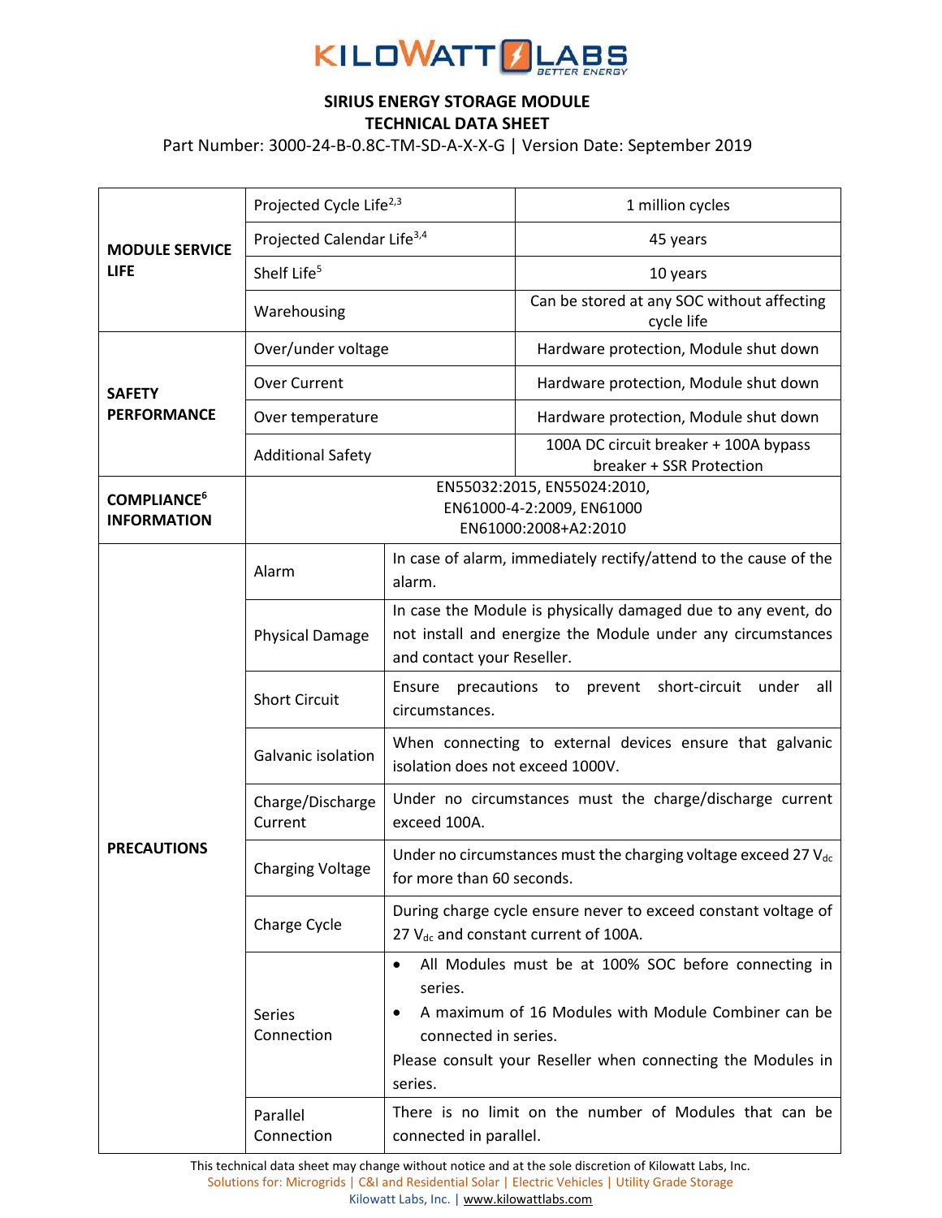**SIRIUS ENERGY STORAGE MODULE**
**TECHNICAL DATA SHEET**

Part Number: 3000-24-B-0.8C-TM-SD-A-X-X-G | Version Date: September 2019

| | | |
|---|---|---|
| **MODULE SERVICE LIFE** | Projected Cycle Life[2,3] | 1 million cycles |
| | Projected Calendar Life[3,4] | 45 years |
| | Shelf Life[5] | 10 years |
| | Warehousing | Can be stored at any SOC without affecting cycle life |
| **SAFETY PERFORMANCE** | Over/under voltage | Hardware protection, Module shut down |
| | Over Current | Hardware protection, Module shut down |
| | Over temperature | Hardware protection, Module shut down |
| | Additional Safety | 100A DC circuit breaker + 100A bypass breaker + SSR Protection |
| **COMPLIANCE[6] INFORMATION** | EN55032:2015, EN55024:2010, EN61000-4-2:2009, EN61000 EN61000:2008+A2:2010 | |
| **PRECAUTIONS** | Alarm | In case of alarm, immediately rectify/attend to the cause of the alarm. |
| | Physical Damage | In case the Module is physically damaged due to any event, do not install and energize the Module under any circumstances and contact your Reseller. |
| | Short Circuit | Ensure precautions to prevent short-circuit under all circumstances. |
| | Galvanic isolation | When connecting to external devices ensure that galvanic isolation does not exceed 1000V. |
| | Charge/Discharge Current | Under no circumstances must the charge/discharge current exceed 100A. |
| | Charging Voltage | Under no circumstances must the charging voltage exceed 27 $V_{dc}$ for more than 60 seconds. |
| | Charge Cycle | During charge cycle ensure never to exceed constant voltage of 27 $V_{dc}$ and constant current of 100A. |
| | Series Connection | • All Modules must be at 100% SOC before connecting in series. • A maximum of 16 Modules with Module Combiner can be connected in series. Please consult your Reseller when connecting the Modules in series. |
| | Parallel Connection | There is no limit on the number of Modules that can be connected in parallel. |

This technical data sheet may change without notice and at the sole discretion of Kilowatt Labs, Inc.
Solutions for: Microgrids | C&I and Residential Solar | Electric Vehicles | Utility Grade Storage
Kilowatt Labs, Inc. | www.kilowattlabs.com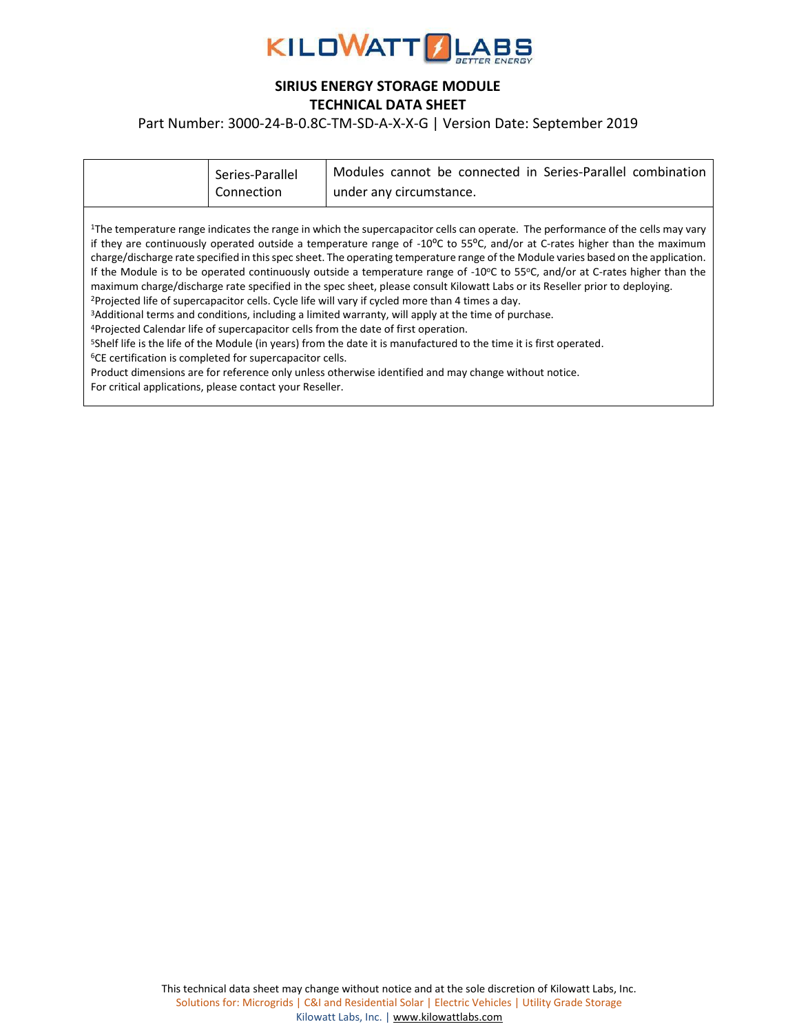**SIRIUS ENERGY STORAGE MODULE**
**TECHNICAL DATA SHEET**
Part Number: 3000-24-B-0.8C-TM-SD-A-X-X-G | Version Date: September 2019

| | | |
|---|---|---|
| | Series-Parallel Connection | Modules cannot be connected in Series-Parallel combination under any circumstance. |

[1]The temperature range indicates the range in which the supercapacitor cells can operate. The performance of the cells may vary if they are continuously operated outside a temperature range of -10ºC to 55ºC, and/or at C-rates higher than the maximum charge/discharge rate specified in this spec sheet. The operating temperature range of the Module varies based on the application. If the Module is to be operated continuously outside a temperature range of -10ºC to 55ºC, and/or at C-rates higher than the maximum charge/discharge rate specified in the spec sheet, please consult Kilowatt Labs or its Reseller prior to deploying.
[2]Projected life of supercapacitor cells. Cycle life will vary if cycled more than 4 times a day.
[3]Additional terms and conditions, including a limited warranty, will apply at the time of purchase.
[4]Projected Calendar life of supercapacitor cells from the date of first operation.
[5]Shelf life is the life of the Module (in years) from the date it is manufactured to the time it is first operated.
[6]CE certification is completed for supercapacitor cells.
Product dimensions are for reference only unless otherwise identified and may change without notice.
For critical applications, please contact your Reseller.

This technical data sheet may change without notice and at the sole discretion of Kilowatt Labs, Inc.
Solutions for: Microgrids | C&I and Residential Solar | Electric Vehicles | Utility Grade Storage
Kilowatt Labs, Inc. | www.kilowattlabs.com